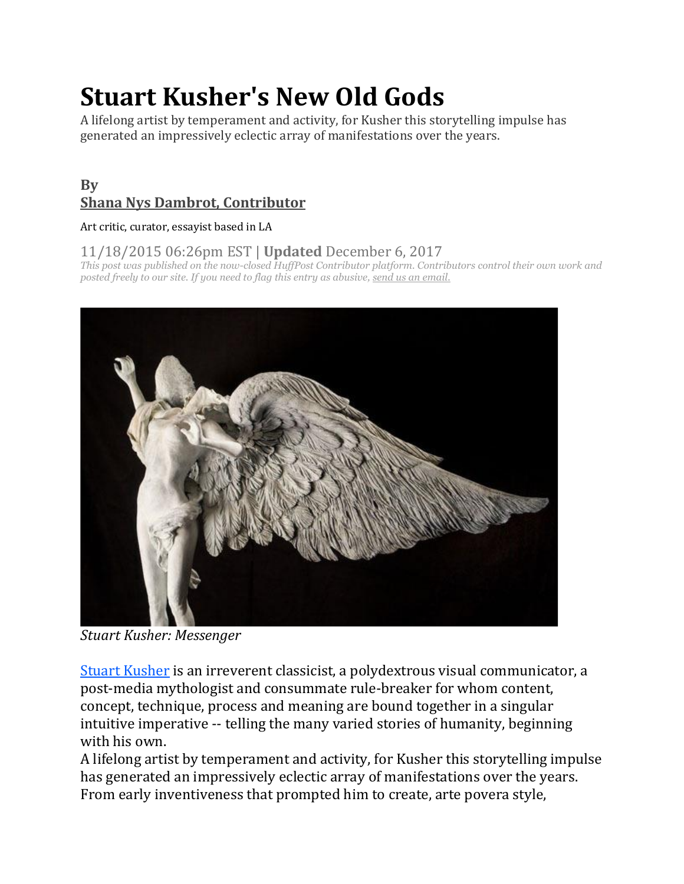# Stuart Kusher's New Old Gods

A lifelong artist by temperament and activity, for Kusher this storytelling impulse has generated an impressively eclectic array of manifestations over the years.

**By**
**Shana Nys Dambrot, Contributor**

Art critic, curator, essayist based in LA

11/18/2015 06:26pm EST | **Updated** December 6, 2017

*This post was published on the now-closed HuffPost Contributor platform. Contributors control their own work and posted freely to our site. If you need to flag this entry as abusive, send us an email.*

*Stuart Kusher: Messenger*

Stuart Kusher is an irreverent classicist, a polydextrous visual communicator, a post-media mythologist and consummate rule-breaker for whom content, concept, technique, process and meaning are bound together in a singular intuitive imperative -- telling the many varied stories of humanity, beginning with his own.

A lifelong artist by temperament and activity, for Kusher this storytelling impulse has generated an impressively eclectic array of manifestations over the years. From early inventiveness that prompted him to create, arte povera style,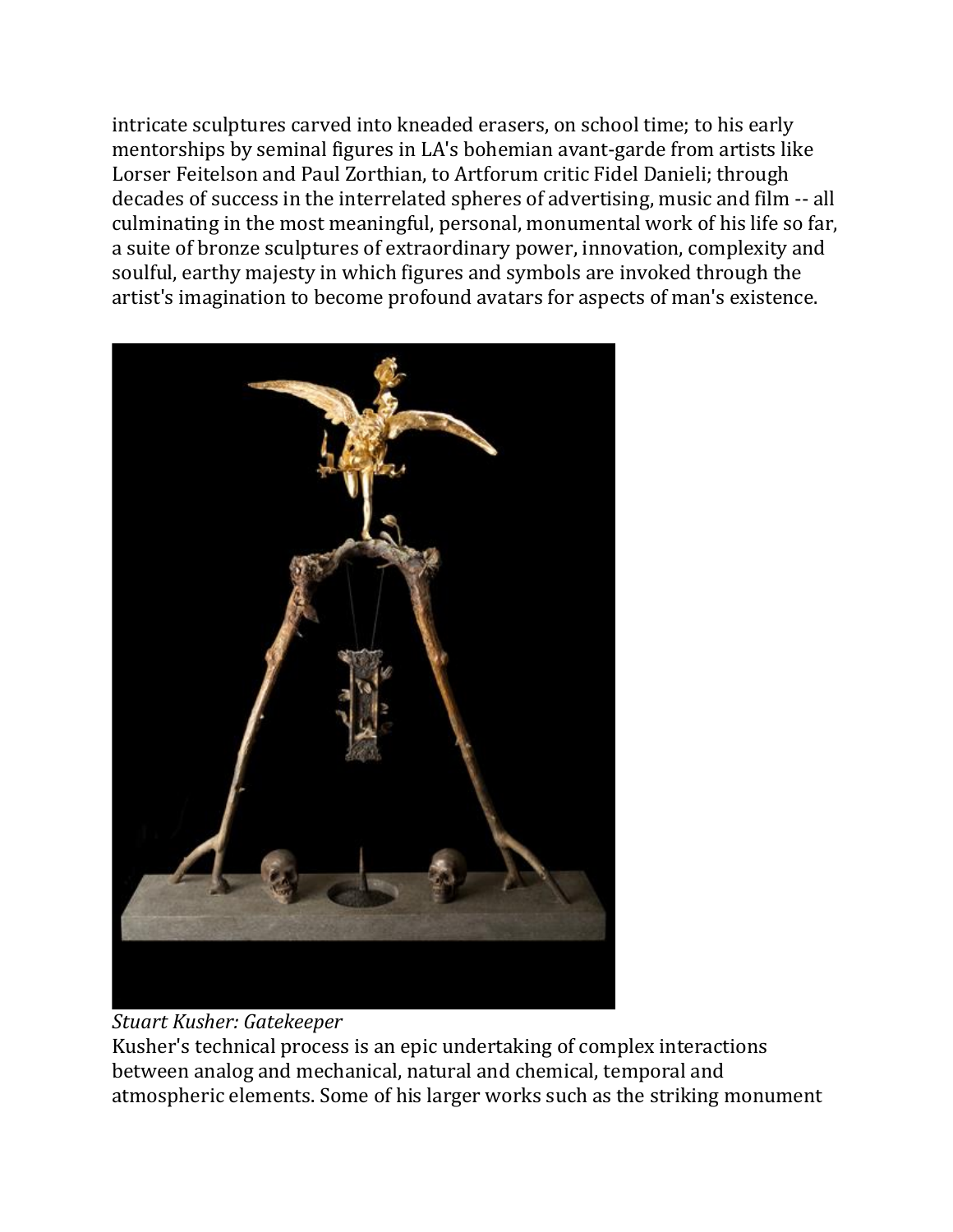intricate sculptures carved into kneaded erasers, on school time; to his early mentorships by seminal figures in LA's bohemian avant-garde from artists like Lorser Feitelson and Paul Zorthian, to Artforum critic Fidel Danieli; through decades of success in the interrelated spheres of advertising, music and film -- all culminating in the most meaningful, personal, monumental work of his life so far, a suite of bronze sculptures of extraordinary power, innovation, complexity and soulful, earthy majesty in which figures and symbols are invoked through the artist's imagination to become profound avatars for aspects of man's existence.

*Stuart Kusher: Gatekeeper*

Kusher's technical process is an epic undertaking of complex interactions between analog and mechanical, natural and chemical, temporal and atmospheric elements. Some of his larger works such as the striking monument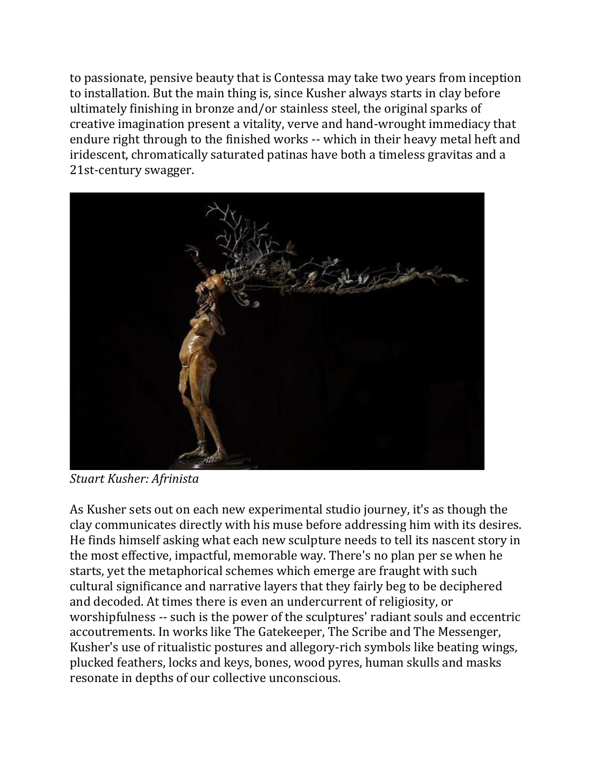to passionate, pensive beauty that is Contessa may take two years from inception to installation. But the main thing is, since Kusher always starts in clay before ultimately finishing in bronze and/or stainless steel, the original sparks of creative imagination present a vitality, verve and hand-wrought immediacy that endure right through to the finished works -- which in their heavy metal heft and iridescent, chromatically saturated patinas have both a timeless gravitas and a 21st-century swagger.

*Stuart Kusher: Afrinista*

As Kusher sets out on each new experimental studio journey, it's as though the clay communicates directly with his muse before addressing him with its desires. He finds himself asking what each new sculpture needs to tell its nascent story in the most effective, impactful, memorable way. There's no plan per se when he starts, yet the metaphorical schemes which emerge are fraught with such cultural significance and narrative layers that they fairly beg to be deciphered and decoded. At times there is even an undercurrent of religiosity, or worshipfulness -- such is the power of the sculptures' radiant souls and eccentric accoutrements. In works like The Gatekeeper, The Scribe and The Messenger, Kusher's use of ritualistic postures and allegory-rich symbols like beating wings, plucked feathers, locks and keys, bones, wood pyres, human skulls and masks resonate in depths of our collective unconscious.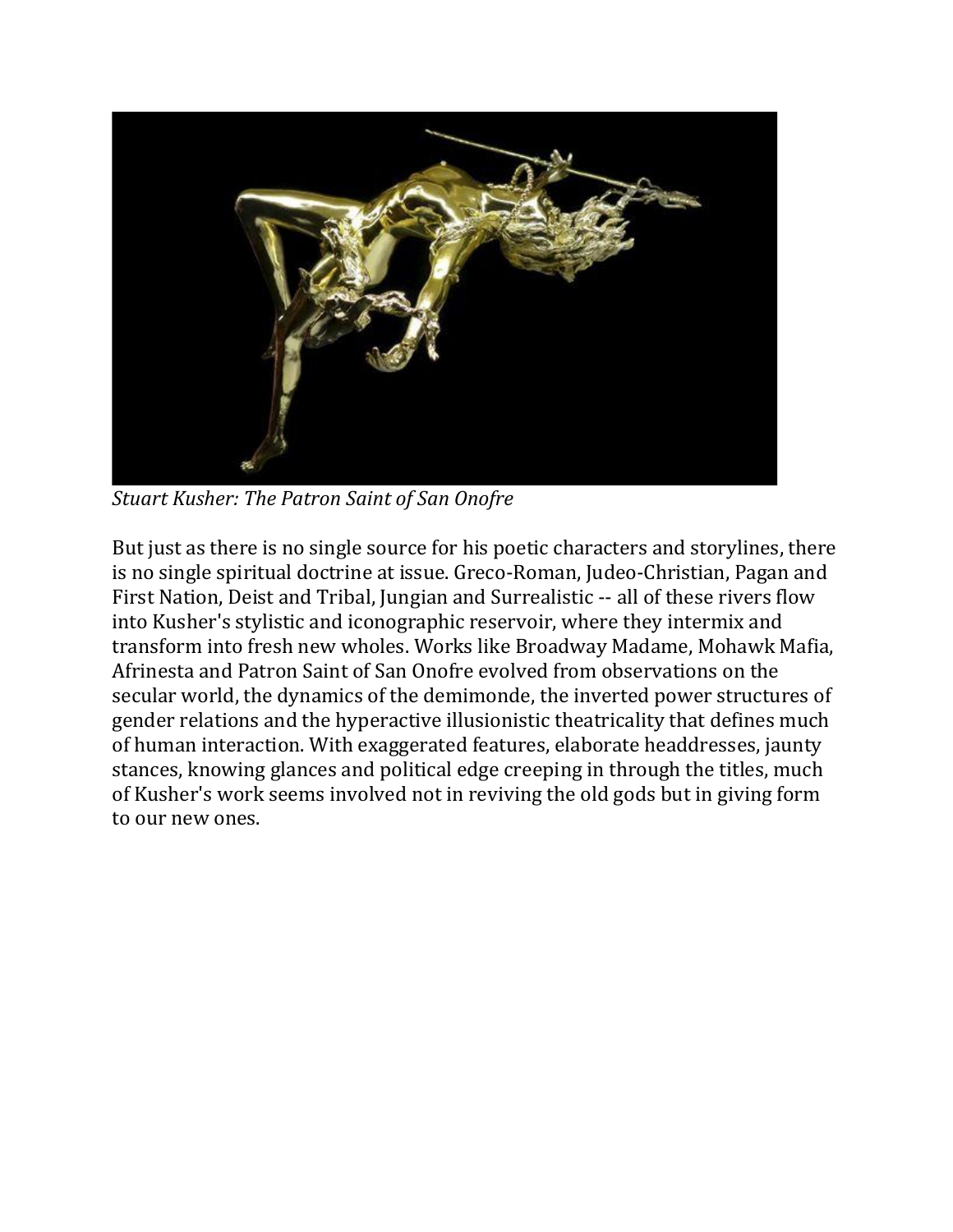*Stuart Kusher: The Patron Saint of San Onofre*

But just as there is no single source for his poetic characters and storylines, there is no single spiritual doctrine at issue. Greco-Roman, Judeo-Christian, Pagan and First Nation, Deist and Tribal, Jungian and Surrealistic -- all of these rivers flow into Kusher's stylistic and iconographic reservoir, where they intermix and transform into fresh new wholes. Works like Broadway Madame, Mohawk Mafia, Afrinesta and Patron Saint of San Onofre evolved from observations on the secular world, the dynamics of the demimonde, the inverted power structures of gender relations and the hyperactive illusionistic theatricality that defines much of human interaction. With exaggerated features, elaborate headdresses, jaunty stances, knowing glances and political edge creeping in through the titles, much of Kusher's work seems involved not in reviving the old gods but in giving form to our new ones.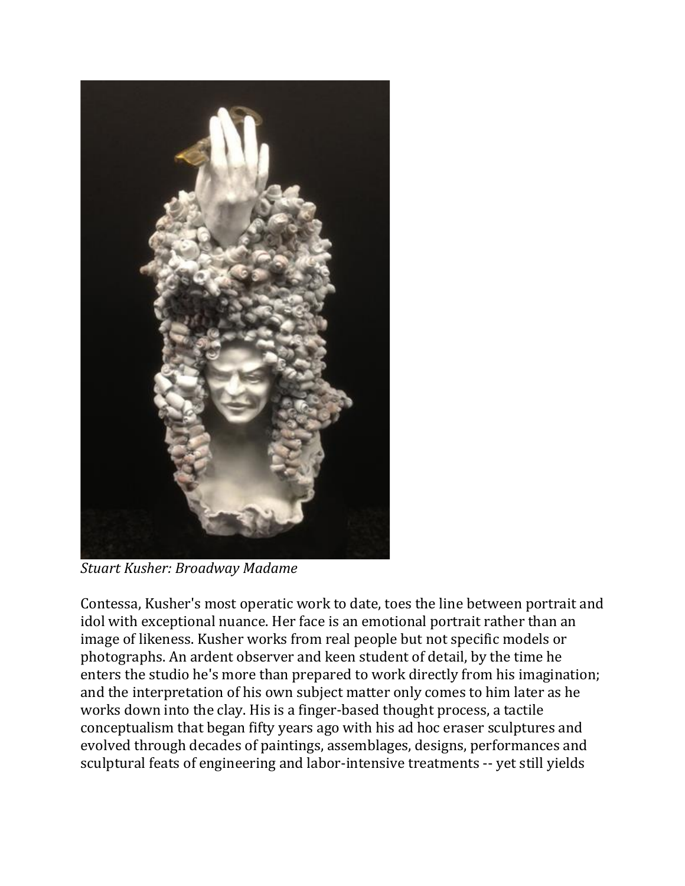*Stuart Kusher: Broadway Madame*

Contessa, Kusher's most operatic work to date, toes the line between portrait and idol with exceptional nuance. Her face is an emotional portrait rather than an image of likeness. Kusher works from real people but not specific models or photographs. An ardent observer and keen student of detail, by the time he enters the studio he's more than prepared to work directly from his imagination; and the interpretation of his own subject matter only comes to him later as he works down into the clay. His is a finger-based thought process, a tactile conceptualism that began fifty years ago with his ad hoc eraser sculptures and evolved through decades of paintings, assemblages, designs, performances and sculptural feats of engineering and labor-intensive treatments -- yet still yields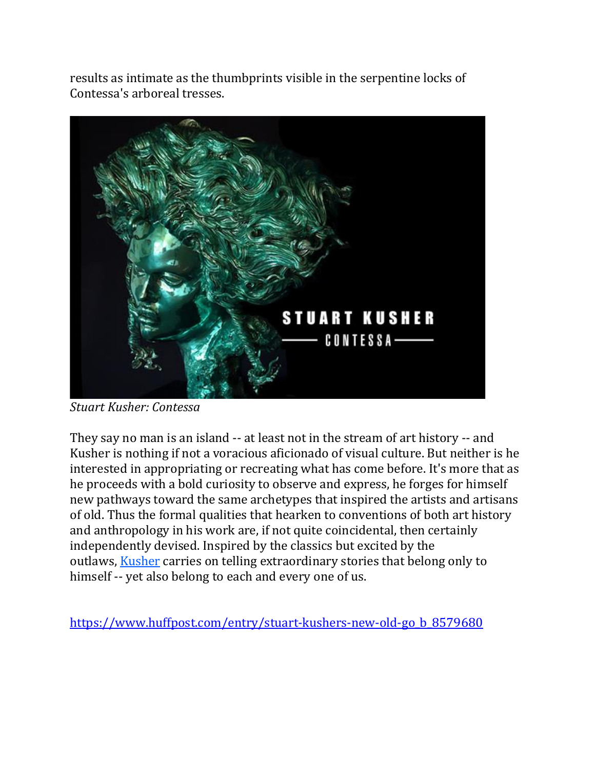results as intimate as the thumbprints visible in the serpentine locks of Contessa's arboreal tresses.

*Stuart Kusher: Contessa*

They say no man is an island -- at least not in the stream of art history -- and Kusher is nothing if not a voracious aficionado of visual culture. But neither is he interested in appropriating or recreating what has come before. It's more that as he proceeds with a bold curiosity to observe and express, he forges for himself new pathways toward the same archetypes that inspired the artists and artisans of old. Thus the formal qualities that hearken to conventions of both art history and anthropology in his work are, if not quite coincidental, then certainly independently devised. Inspired by the classics but excited by the outlaws, [Kusher](https://www.huffpost.com/entry/stuart-kushers-new-old-go_b_8579680) carries on telling extraordinary stories that belong only to himself -- yet also belong to each and every one of us.

https://www.huffpost.com/entry/stuart-kushers-new-old-go_b_8579680